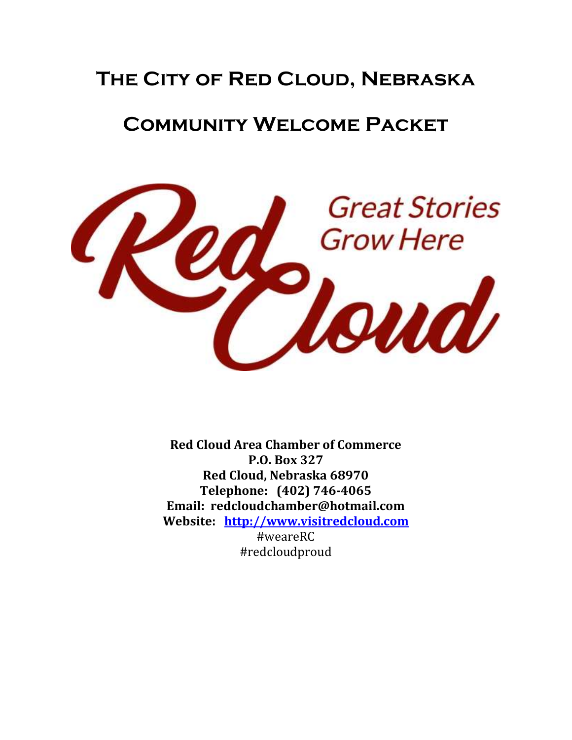# The City of Red Cloud, Nebraska

# Community Welcome Packet

Red Cloud
Great Stories Grow Here

**Red Cloud Area Chamber of Commerce**
**P.O. Box 327**
**Red Cloud, Nebraska 68970**
**Telephone: (402) 746-4065**
**Email: redcloudchamber@hotmail.com**
**Website: [http://www.visitredcloud.com](http://www.visitredcloud.com)**
#weareRC
#redcloudproud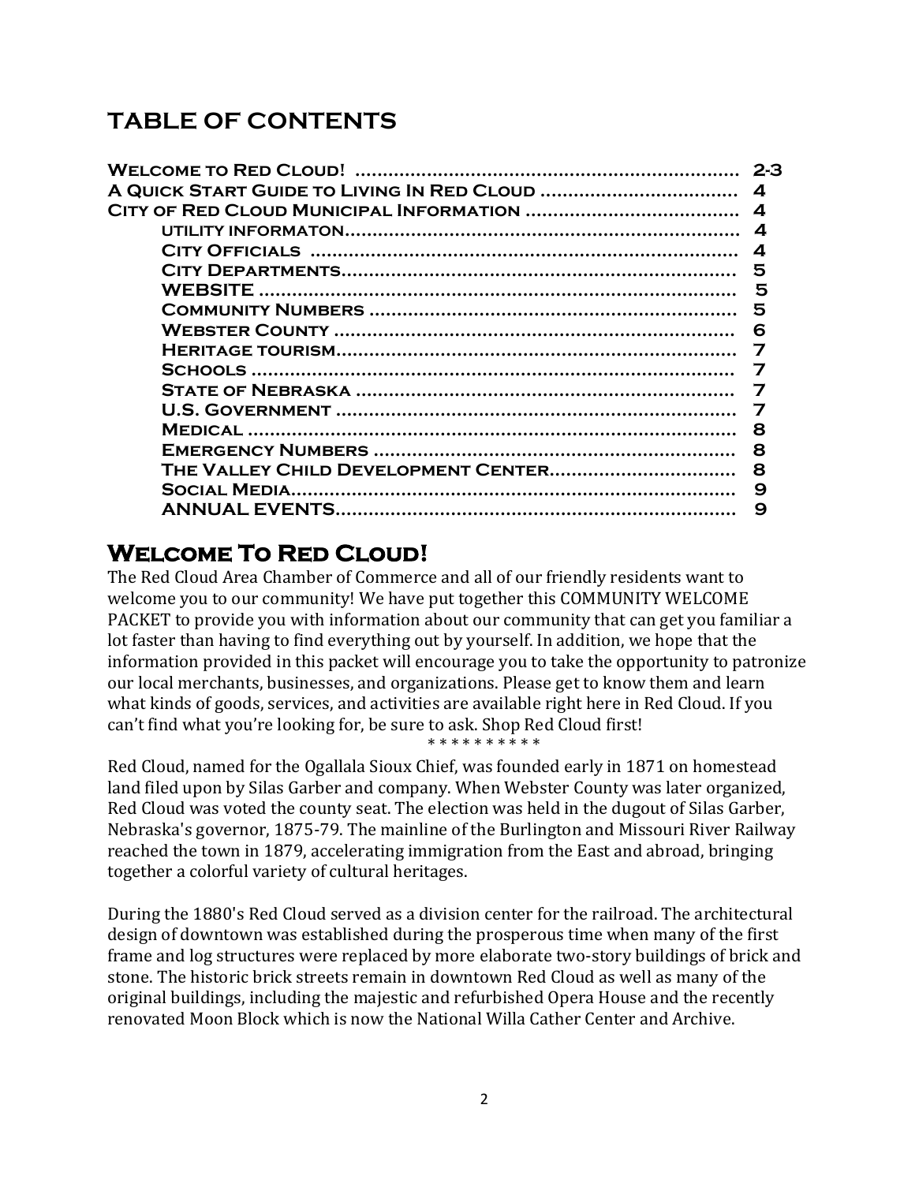# TABLE OF CONTENTS

| | |
|---|---|
| **Welcome to Red Cloud!** | 2-3 |
| **A Quick Start Guide to Living In Red Cloud** | 4 |
| **City of Red Cloud Municipal Information** | 4 |
| &nbsp;&nbsp;&nbsp;&nbsp;**utility informaton** | 4 |
| &nbsp;&nbsp;&nbsp;&nbsp;**City Officials** | 4 |
| &nbsp;&nbsp;&nbsp;&nbsp;**City Departments** | 5 |
| &nbsp;&nbsp;&nbsp;&nbsp;**WEBSITE** | 5 |
| &nbsp;&nbsp;&nbsp;&nbsp;**Community Numbers** | 5 |
| &nbsp;&nbsp;&nbsp;&nbsp;**Webster County** | 6 |
| &nbsp;&nbsp;&nbsp;&nbsp;**Heritage tourism** | 7 |
| &nbsp;&nbsp;&nbsp;&nbsp;**Schools** | 7 |
| &nbsp;&nbsp;&nbsp;&nbsp;**State of Nebraska** | 7 |
| &nbsp;&nbsp;&nbsp;&nbsp;**U.S. Government** | 7 |
| &nbsp;&nbsp;&nbsp;&nbsp;**Medical** | 8 |
| &nbsp;&nbsp;&nbsp;&nbsp;**Emergency Numbers** | 8 |
| &nbsp;&nbsp;&nbsp;&nbsp;**The Valley Child Development Center** | 8 |
| &nbsp;&nbsp;&nbsp;&nbsp;**Social Media** | 9 |
| &nbsp;&nbsp;&nbsp;&nbsp;**ANNUAL EVENTS** | 9 |

# Welcome To Red Cloud!

The Red Cloud Area Chamber of Commerce and all of our friendly residents want to welcome you to our community! We have put together this COMMUNITY WELCOME PACKET to provide you with information about our community that can get you familiar a lot faster than having to find everything out by yourself. In addition, we hope that the information provided in this packet will encourage you to take the opportunity to patronize our local merchants, businesses, and organizations. Please get to know them and learn what kinds of goods, services, and activities are available right here in Red Cloud. If you can't find what you're looking for, be sure to ask. Shop Red Cloud first!

* * * * * * * * * *

Red Cloud, named for the Ogallala Sioux Chief, was founded early in 1871 on homestead land filed upon by Silas Garber and company. When Webster County was later organized, Red Cloud was voted the county seat. The election was held in the dugout of Silas Garber, Nebraska's governor, 1875-79. The mainline of the Burlington and Missouri River Railway reached the town in 1879, accelerating immigration from the East and abroad, bringing together a colorful variety of cultural heritages.

During the 1880's Red Cloud served as a division center for the railroad. The architectural design of downtown was established during the prosperous time when many of the first frame and log structures were replaced by more elaborate two-story buildings of brick and stone. The historic brick streets remain in downtown Red Cloud as well as many of the original buildings, including the majestic and refurbished Opera House and the recently renovated Moon Block which is now the National Willa Cather Center and Archive.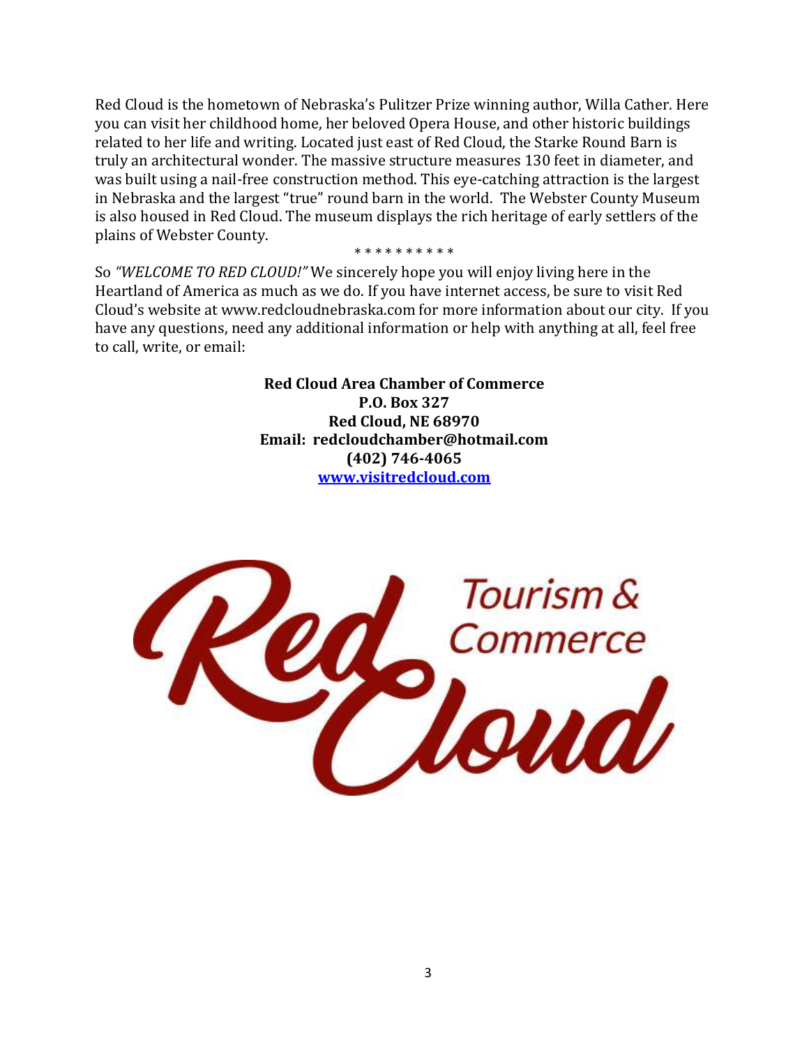Red Cloud is the hometown of Nebraska's Pulitzer Prize winning author, Willa Cather. Here you can visit her childhood home, her beloved Opera House, and other historic buildings related to her life and writing. Located just east of Red Cloud, the Starke Round Barn is truly an architectural wonder. The massive structure measures 130 feet in diameter, and was built using a nail-free construction method. This eye-catching attraction is the largest in Nebraska and the largest "true" round barn in the world. The Webster County Museum is also housed in Red Cloud. The museum displays the rich heritage of early settlers of the plains of Webster County.

* * * * * * * * * *

So *"WELCOME TO RED CLOUD!"* We sincerely hope you will enjoy living here in the Heartland of America as much as we do. If you have internet access, be sure to visit Red Cloud's website at www.redcloudnebraska.com for more information about our city. If you have any questions, need any additional information or help with anything at all, feel free to call, write, or email:

**Red Cloud Area Chamber of Commerce**
**P.O. Box 327**
**Red Cloud, NE 68970**
**Email: redcloudchamber@hotmail.com**
**(402) 746-4065**
**[www.visitredcloud.com](http://www.visitredcloud.com)**

Red Cloud Tourism & Commerce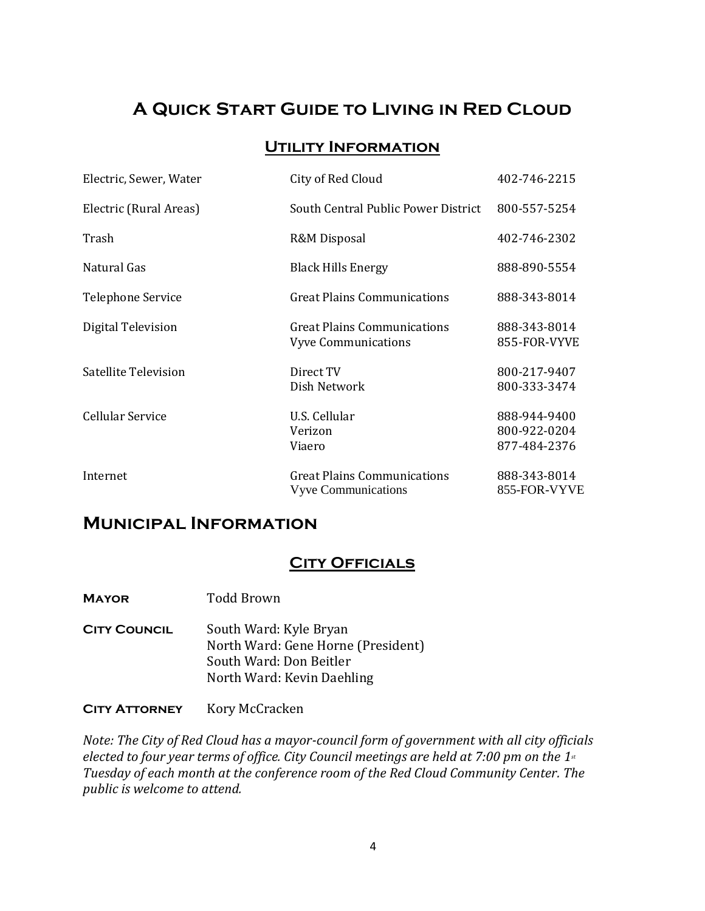# A Quick Start Guide to Living in Red Cloud

## Utility Information

| | | |
|---|---|---|
| Electric, Sewer, Water | City of Red Cloud | 402-746-2215 |
| Electric (Rural Areas) | South Central Public Power District | 800-557-5254 |
| Trash | R&M Disposal | 402-746-2302 |
| Natural Gas | Black Hills Energy | 888-890-5554 |
| Telephone Service | Great Plains Communications | 888-343-8014 |
| Digital Television | Great Plains Communications<br>Vyve Communications | 888-343-8014<br>855-FOR-VYVE |
| Satellite Television | Direct TV<br>Dish Network | 800-217-9407<br>800-333-3474 |
| Cellular Service | U.S. Cellular<br>Verizon<br>Viaero | 888-944-9400<br>800-922-0204<br>877-484-2376 |
| Internet | Great Plains Communications<br>Vyve Communications | 888-343-8014<br>855-FOR-VYVE |

## Municipal Information

### City Officials

**Mayor** Todd Brown

**City Council**
South Ward: Kyle Bryan
North Ward: Gene Horne (President)
South Ward: Don Beitler
North Ward: Kevin Daehling

**City Attorney** Kory McCracken

*Note: The City of Red Cloud has a mayor-council form of government with all city officials elected to four year terms of office. City Council meetings are held at 7:00 pm on the 1st Tuesday of each month at the conference room of the Red Cloud Community Center. The public is welcome to attend.*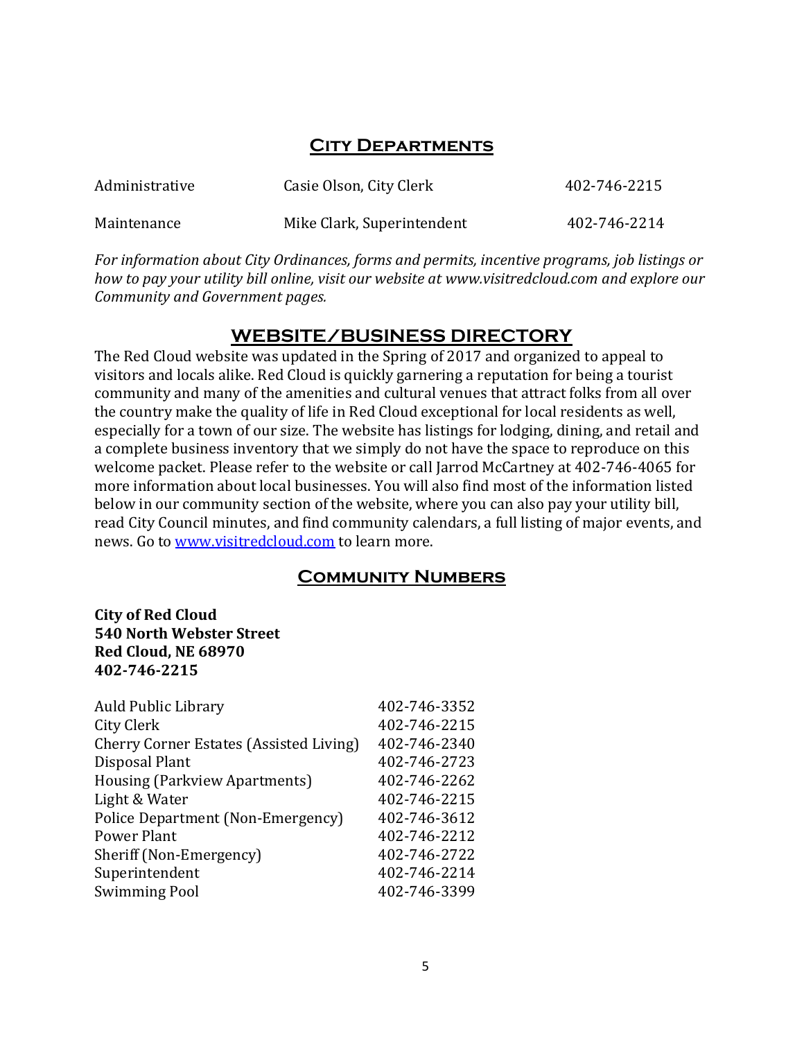## City Departments

| | | |
|---|---|---|
| Administrative | Casie Olson, City Clerk | 402-746-2215 |
| Maintenance | Mike Clark, Superintendent | 402-746-2214 |

*For information about City Ordinances, forms and permits, incentive programs, job listings or how to pay your utility bill online, visit our website at www.visitredcloud.com and explore our Community and Government pages.*

## WEBSITE/BUSINESS DIRECTORY

The Red Cloud website was updated in the Spring of 2017 and organized to appeal to visitors and locals alike. Red Cloud is quickly garnering a reputation for being a tourist community and many of the amenities and cultural venues that attract folks from all over the country make the quality of life in Red Cloud exceptional for local residents as well, especially for a town of our size. The website has listings for lodging, dining, and retail and a complete business inventory that we simply do not have the space to reproduce on this welcome packet. Please refer to the website or call Jarrod McCartney at 402-746-4065 for more information about local businesses. You will also find most of the information listed below in our community section of the website, where you can also pay your utility bill, read City Council minutes, and find community calendars, a full listing of major events, and news. Go to www.visitredcloud.com to learn more.

## Community Numbers

**City of Red Cloud**
**540 North Webster Street**
**Red Cloud, NE 68970**
**402-746-2215**

| | |
|---|---|
| Auld Public Library | 402-746-3352 |
| City Clerk | 402-746-2215 |
| Cherry Corner Estates (Assisted Living) | 402-746-2340 |
| Disposal Plant | 402-746-2723 |
| Housing (Parkview Apartments) | 402-746-2262 |
| Light & Water | 402-746-2215 |
| Police Department (Non-Emergency) | 402-746-3612 |
| Power Plant | 402-746-2212 |
| Sheriff (Non-Emergency) | 402-746-2722 |
| Superintendent | 402-746-2214 |
| Swimming Pool | 402-746-3399 |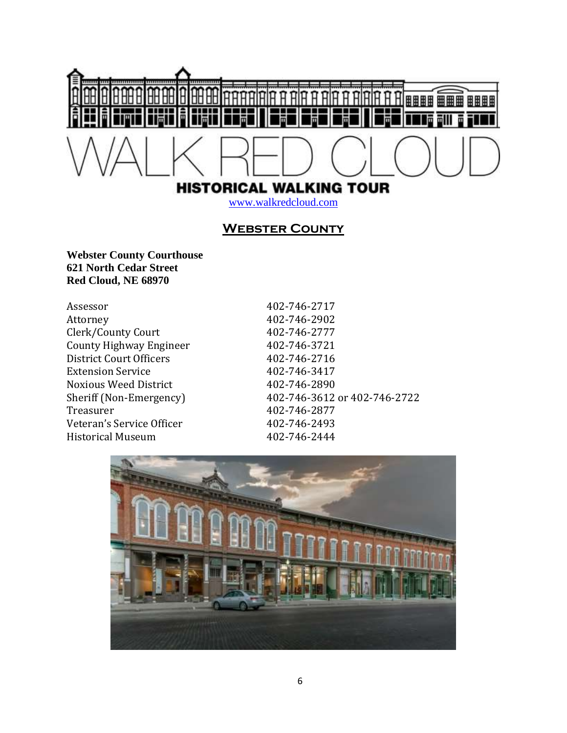# WALK RED CLOUD

**HISTORICAL WALKING TOUR**

www.walkredcloud.com

## Webster County

**Webster County Courthouse**
**621 North Cedar Street**
**Red Cloud, NE 68970**

| | |
|---|---|
| Assessor | 402-746-2717 |
| Attorney | 402-746-2902 |
| Clerk/County Court | 402-746-2777 |
| County Highway Engineer | 402-746-3721 |
| District Court Officers | 402-746-2716 |
| Extension Service | 402-746-3417 |
| Noxious Weed District | 402-746-2890 |
| Sheriff (Non-Emergency) | 402-746-3612 or 402-746-2722 |
| Treasurer | 402-746-2877 |
| Veteran's Service Officer | 402-746-2493 |
| Historical Museum | 402-746-2444 |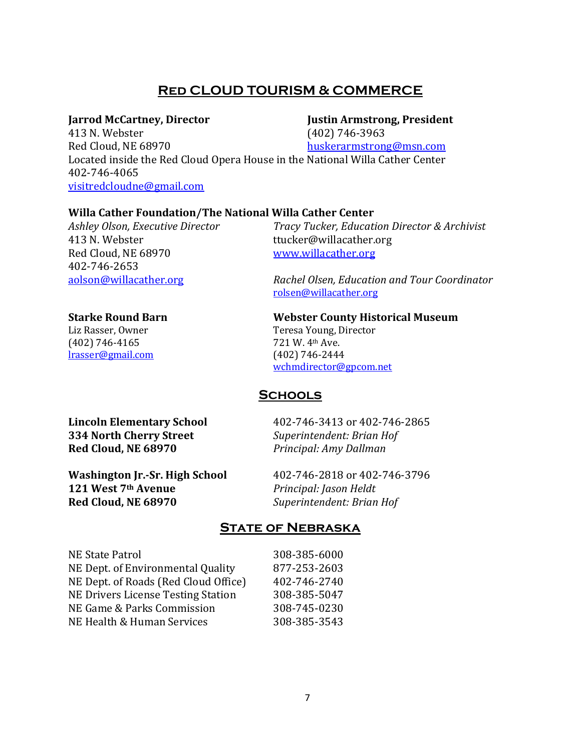## Red CLOUD TOURISM & COMMERCE

**Jarrod McCartney, Director**
413 N. Webster
Red Cloud, NE 68970
Located inside the Red Cloud Opera House in the National Willa Cather Center
402-746-4065
visitredcloudne@gmail.com

**Justin Armstrong, President**
(402) 746-3963
huskerarmstrong@msn.com

**Willa Cather Foundation/The National Willa Cather Center**

*Ashley Olson, Executive Director*
413 N. Webster
Red Cloud, NE 68970
402-746-2653
aolson@willacather.org

*Tracy Tucker, Education Director & Archivist*
ttucker@willacather.org
www.willacather.org

*Rachel Olsen, Education and Tour Coordinator*
rolsen@willacather.org

**Starke Round Barn**
Liz Rasser, Owner
(402) 746-4165
lrasser@gmail.com

**Webster County Historical Museum**
Teresa Young, Director
721 W. 4th Ave.
(402) 746-2444
wchmdirector@gpcom.net

## Schools

**Lincoln Elementary School**
**334 North Cherry Street**
**Red Cloud, NE 68970**
402-746-3413 or 402-746-2865
*Superintendent: Brian Hof*
*Principal: Amy Dallman*

**Washington Jr.-Sr. High School**
**121 West 7th Avenue**
**Red Cloud, NE 68970**
402-746-2818 or 402-746-3796
*Principal: Jason Heldt*
*Superintendent: Brian Hof*

## State of Nebraska

| | |
|---|---|
| NE State Patrol | 308-385-6000 |
| NE Dept. of Environmental Quality | 877-253-2603 |
| NE Dept. of Roads (Red Cloud Office) | 402-746-2740 |
| NE Drivers License Testing Station | 308-385-5047 |
| NE Game & Parks Commission | 308-745-0230 |
| NE Health & Human Services | 308-385-3543 |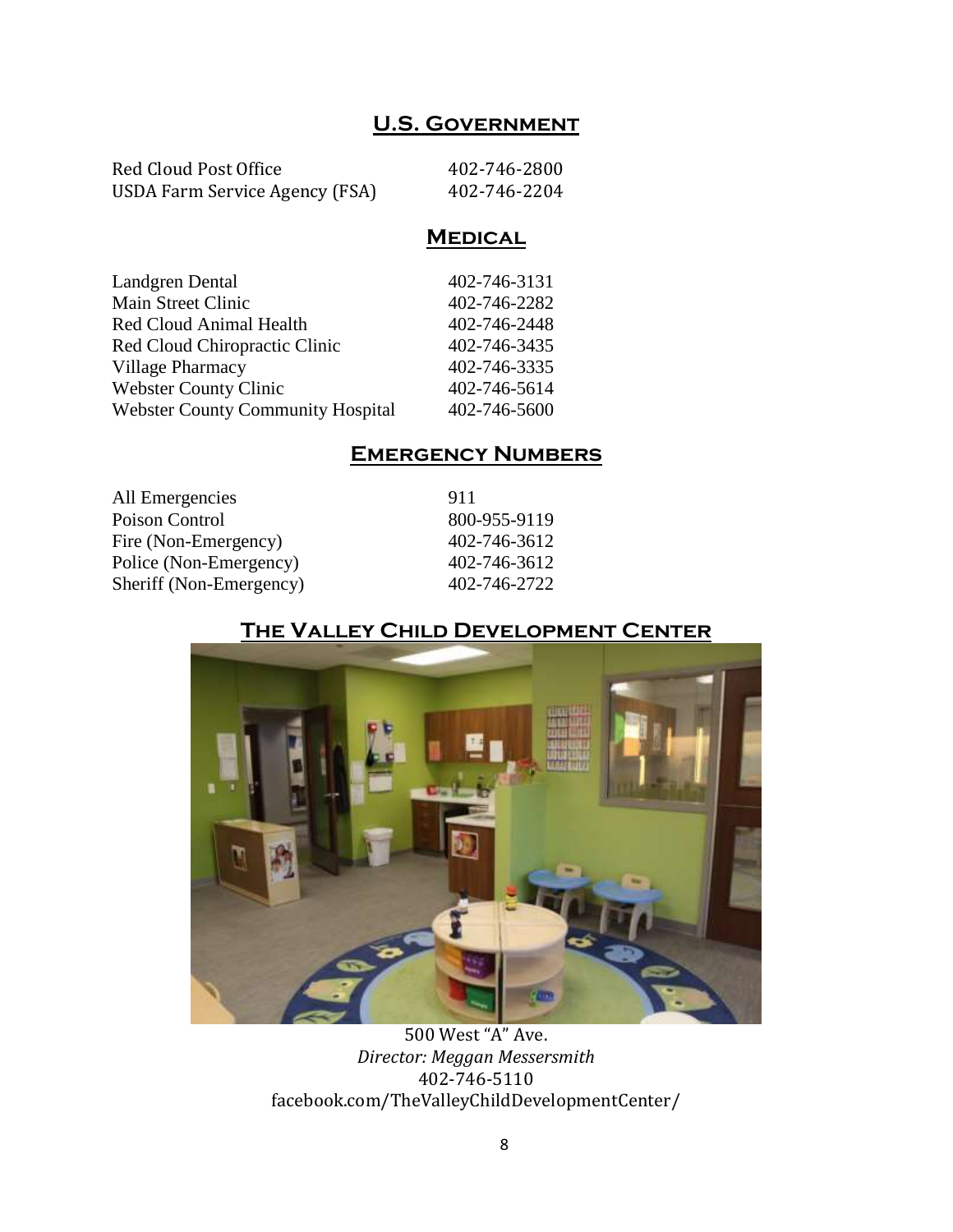## U.S. Government

| | |
|---|---|
| Red Cloud Post Office | 402-746-2800 |
| USDA Farm Service Agency (FSA) | 402-746-2204 |

## Medical

| | |
|---|---|
| Landgren Dental | 402-746-3131 |
| Main Street Clinic | 402-746-2282 |
| Red Cloud Animal Health | 402-746-2448 |
| Red Cloud Chiropractic Clinic | 402-746-3435 |
| Village Pharmacy | 402-746-3335 |
| Webster County Clinic | 402-746-5614 |
| Webster County Community Hospital | 402-746-5600 |

## Emergency Numbers

| | |
|---|---|
| All Emergencies | 911 |
| Poison Control | 800-955-9119 |
| Fire (Non-Emergency) | 402-746-3612 |
| Police (Non-Emergency) | 402-746-3612 |
| Sheriff (Non-Emergency) | 402-746-2722 |

## The Valley Child Development Center

500 West "A" Ave.
*Director: Meggan Messersmith*
402-746-5110
facebook.com/TheValleyChildDevelopmentCenter/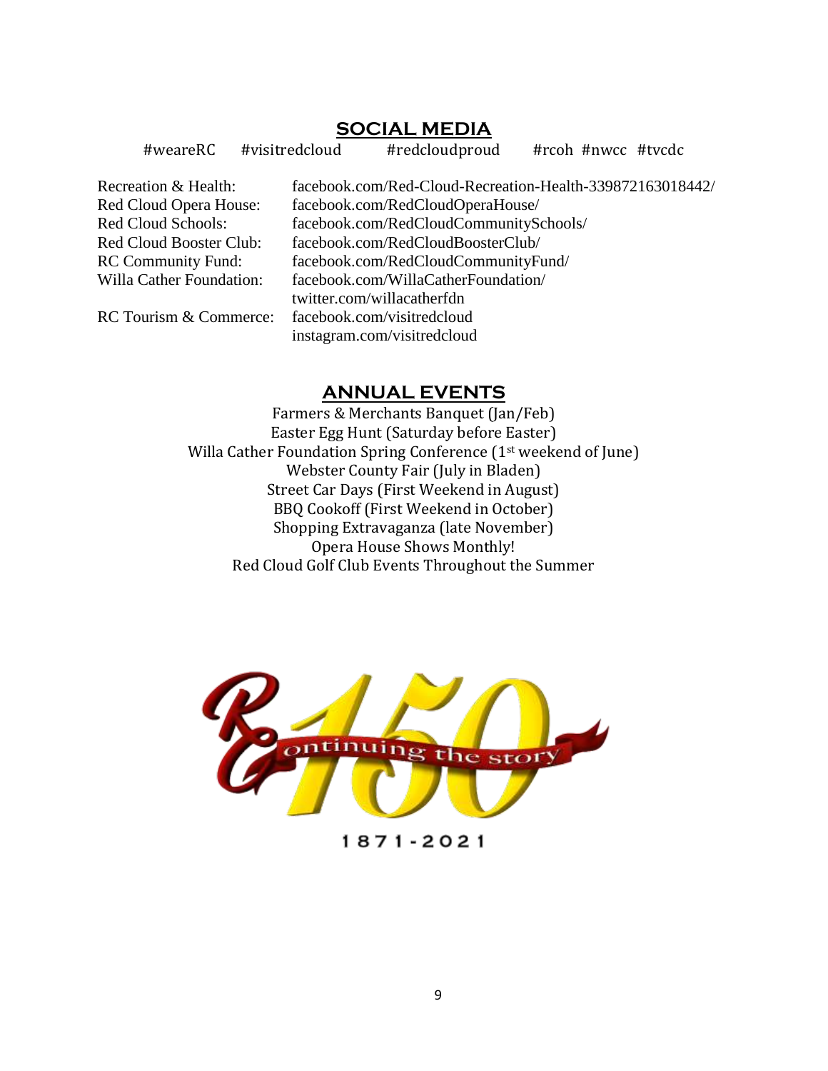## SOCIAL MEDIA

#weareRC #visitredcloud #redcloudproud #rcoh #nwcc #tvcdc

| | |
|---|---|
| Recreation & Health: | facebook.com/Red-Cloud-Recreation-Health-339872163018442/ |
| Red Cloud Opera House: | facebook.com/RedCloudOperaHouse/ |
| Red Cloud Schools: | facebook.com/RedCloudCommunitySchools/ |
| Red Cloud Booster Club: | facebook.com/RedCloudBoosterClub/ |
| RC Community Fund: | facebook.com/RedCloudCommunityFund/ |
| Willa Cather Foundation: | facebook.com/WillaCatherFoundation/ |
| | twitter.com/willacatherfdn |
| RC Tourism & Commerce: | facebook.com/visitredcloud |
| | instagram.com/visitredcloud |

## ANNUAL EVENTS

Farmers & Merchants Banquet (Jan/Feb)
Easter Egg Hunt (Saturday before Easter)
Willa Cather Foundation Spring Conference (1st weekend of June)
Webster County Fair (July in Bladen)
Street Car Days (First Weekend in August)
BBQ Cookoff (First Weekend in October)
Shopping Extravaganza (late November)
Opera House Shows Monthly!
Red Cloud Golf Club Events Throughout the Summer

RC 150 continuing the story

1871-2021